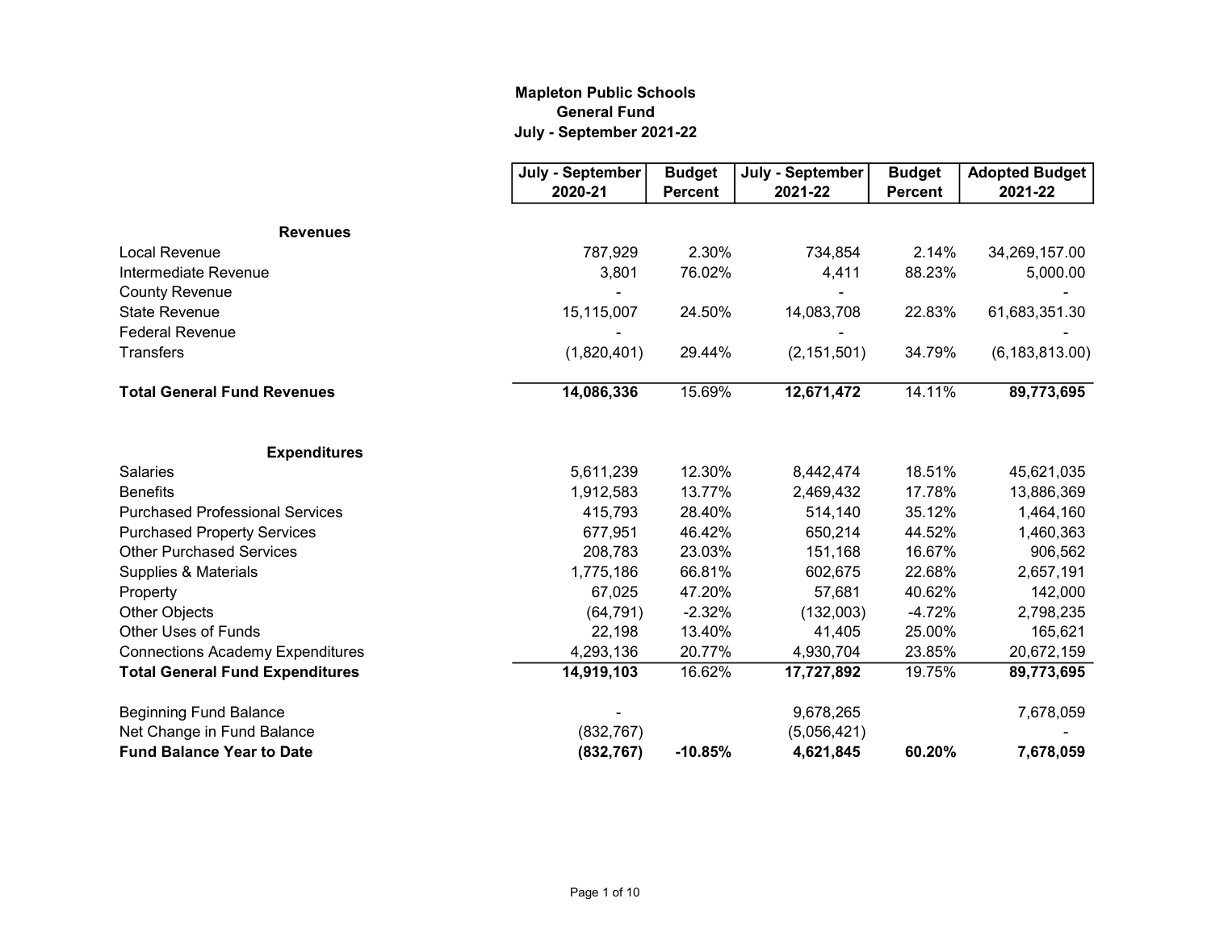**Mapleton Public Schools**
**General Fund**
**July - September 2021-22**

| | July - September 2020-21 | Budget Percent | July - September 2021-22 | Budget Percent | Adopted Budget 2021-22 |
|---|---|---|---|---|---|
| **Revenues** | | | | | |
| Local Revenue | 787,929 | 2.30% | 734,854 | 2.14% | 34,269,157.00 |
| Intermediate Revenue | 3,801 | 76.02% | 4,411 | 88.23% | 5,000.00 |
| County Revenue | - | | - | | - |
| State Revenue | 15,115,007 | 24.50% | 14,083,708 | 22.83% | 61,683,351.30 |
| Federal Revenue | - | | - | | - |
| Transfers | (1,820,401) | 29.44% | (2,151,501) | 34.79% | (6,183,813.00) |
| **Total General Fund Revenues** | **14,086,336** | 15.69% | **12,671,472** | 14.11% | **89,773,695** |
| **Expenditures** | | | | | |
| Salaries | 5,611,239 | 12.30% | 8,442,474 | 18.51% | 45,621,035 |
| Benefits | 1,912,583 | 13.77% | 2,469,432 | 17.78% | 13,886,369 |
| Purchased Professional Services | 415,793 | 28.40% | 514,140 | 35.12% | 1,464,160 |
| Purchased Property Services | 677,951 | 46.42% | 650,214 | 44.52% | 1,460,363 |
| Other Purchased Services | 208,783 | 23.03% | 151,168 | 16.67% | 906,562 |
| Supplies & Materials | 1,775,186 | 66.81% | 602,675 | 22.68% | 2,657,191 |
| Property | 67,025 | 47.20% | 57,681 | 40.62% | 142,000 |
| Other Objects | (64,791) | -2.32% | (132,003) | -4.72% | 2,798,235 |
| Other Uses of Funds | 22,198 | 13.40% | 41,405 | 25.00% | 165,621 |
| Connections Academy Expenditures | 4,293,136 | 20.77% | 4,930,704 | 23.85% | 20,672,159 |
| **Total General Fund Expenditures** | **14,919,103** | 16.62% | **17,727,892** | 19.75% | **89,773,695** |
| Beginning Fund Balance | - | | 9,678,265 | | 7,678,059 |
| Net Change in Fund Balance | (832,767) | | (5,056,421) | | - |
| **Fund Balance Year to Date** | **(832,767)** | **-10.85%** | **4,621,845** | **60.20%** | **7,678,059** |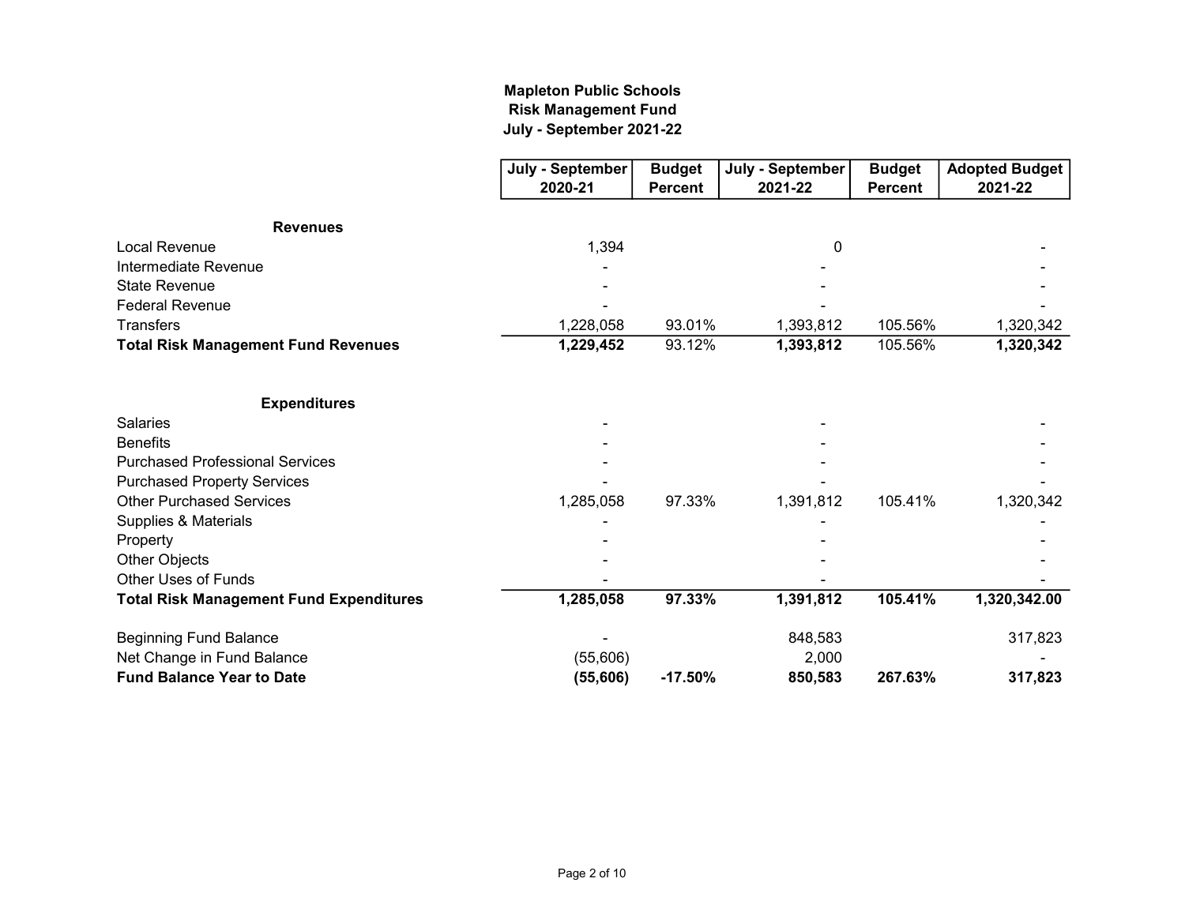## Mapleton Public Schools
## Risk Management Fund
## July - September 2021-22

| | July - September 2020-21 | Budget Percent | July - September 2021-22 | Budget Percent | Adopted Budget 2021-22 |
|---|---|---|---|---|---|
| **Revenues** | | | | | |
| Local Revenue | 1,394 | | 0 | | - |
| Intermediate Revenue | - | | - | | - |
| State Revenue | - | | - | | - |
| Federal Revenue | - | | - | | - |
| Transfers | 1,228,058 | 93.01% | 1,393,812 | 105.56% | 1,320,342 |
| **Total Risk Management Fund Revenues** | **1,229,452** | 93.12% | **1,393,812** | 105.56% | **1,320,342** |
| **Expenditures** | | | | | |
| Salaries | - | | - | | - |
| Benefits | - | | - | | - |
| Purchased Professional Services | - | | - | | - |
| Purchased Property Services | - | | - | | - |
| Other Purchased Services | 1,285,058 | 97.33% | 1,391,812 | 105.41% | 1,320,342 |
| Supplies & Materials | - | | - | | - |
| Property | - | | - | | - |
| Other Objects | - | | - | | - |
| Other Uses of Funds | - | | - | | - |
| **Total Risk Management Fund Expenditures** | **1,285,058** | **97.33%** | **1,391,812** | **105.41%** | **1,320,342.00** |
| Beginning Fund Balance | - | | 848,583 | | 317,823 |
| Net Change in Fund Balance | (55,606) | | 2,000 | | - |
| **Fund Balance Year to Date** | **(55,606)** | **-17.50%** | **850,583** | **267.63%** | **317,823** |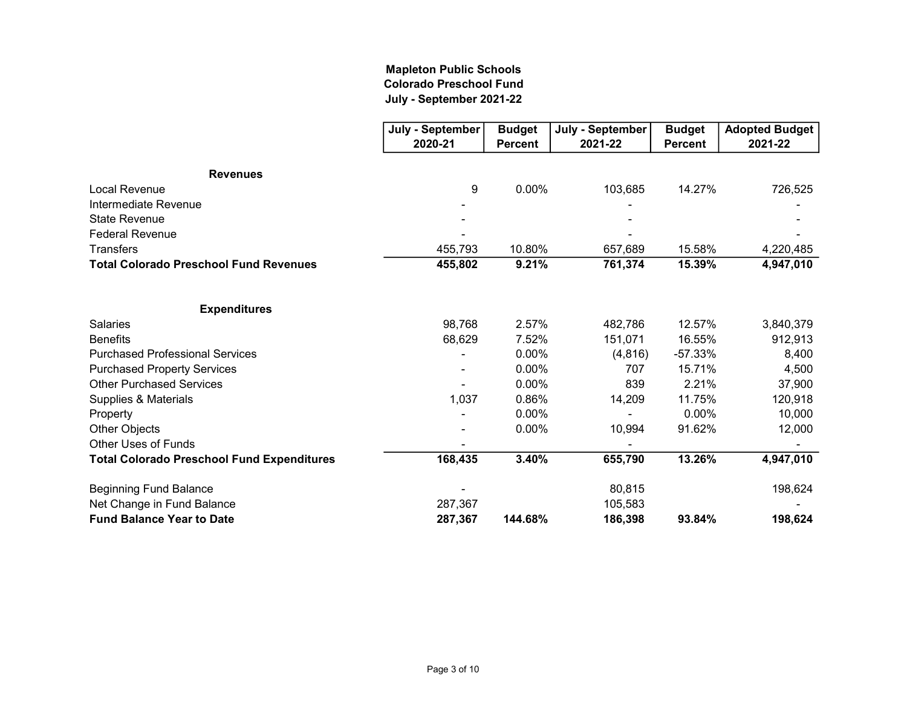**Mapleton Public Schools**
**Colorado Preschool Fund**
**July - September 2021-22**

| | July - September 2020-21 | Budget Percent | July - September 2021-22 | Budget Percent | Adopted Budget 2021-22 |
|---|---|---|---|---|---|
| **Revenues** | | | | | |
| Local Revenue | 9 | 0.00% | 103,685 | 14.27% | 726,525 |
| Intermediate Revenue | - | | - | | - |
| State Revenue | - | | - | | - |
| Federal Revenue | - | | - | | - |
| Transfers | 455,793 | 10.80% | 657,689 | 15.58% | 4,220,485 |
| **Total Colorado Preschool Fund Revenues** | **455,802** | **9.21%** | **761,374** | **15.39%** | **4,947,010** |
| | | | | | |
| **Expenditures** | | | | | |
| Salaries | 98,768 | 2.57% | 482,786 | 12.57% | 3,840,379 |
| Benefits | 68,629 | 7.52% | 151,071 | 16.55% | 912,913 |
| Purchased Professional Services | - | 0.00% | (4,816) | -57.33% | 8,400 |
| Purchased Property Services | - | 0.00% | 707 | 15.71% | 4,500 |
| Other Purchased Services | - | 0.00% | 839 | 2.21% | 37,900 |
| Supplies & Materials | 1,037 | 0.86% | 14,209 | 11.75% | 120,918 |
| Property | - | 0.00% | - | 0.00% | 10,000 |
| Other Objects | - | 0.00% | 10,994 | 91.62% | 12,000 |
| Other Uses of Funds | - | | - | | - |
| **Total Colorado Preschool Fund Expenditures** | **168,435** | **3.40%** | **655,790** | **13.26%** | **4,947,010** |
| | | | | | |
| Beginning Fund Balance | - | | 80,815 | | 198,624 |
| Net Change in Fund Balance | 287,367 | | 105,583 | | - |
| **Fund Balance Year to Date** | **287,367** | **144.68%** | **186,398** | **93.84%** | **198,624** |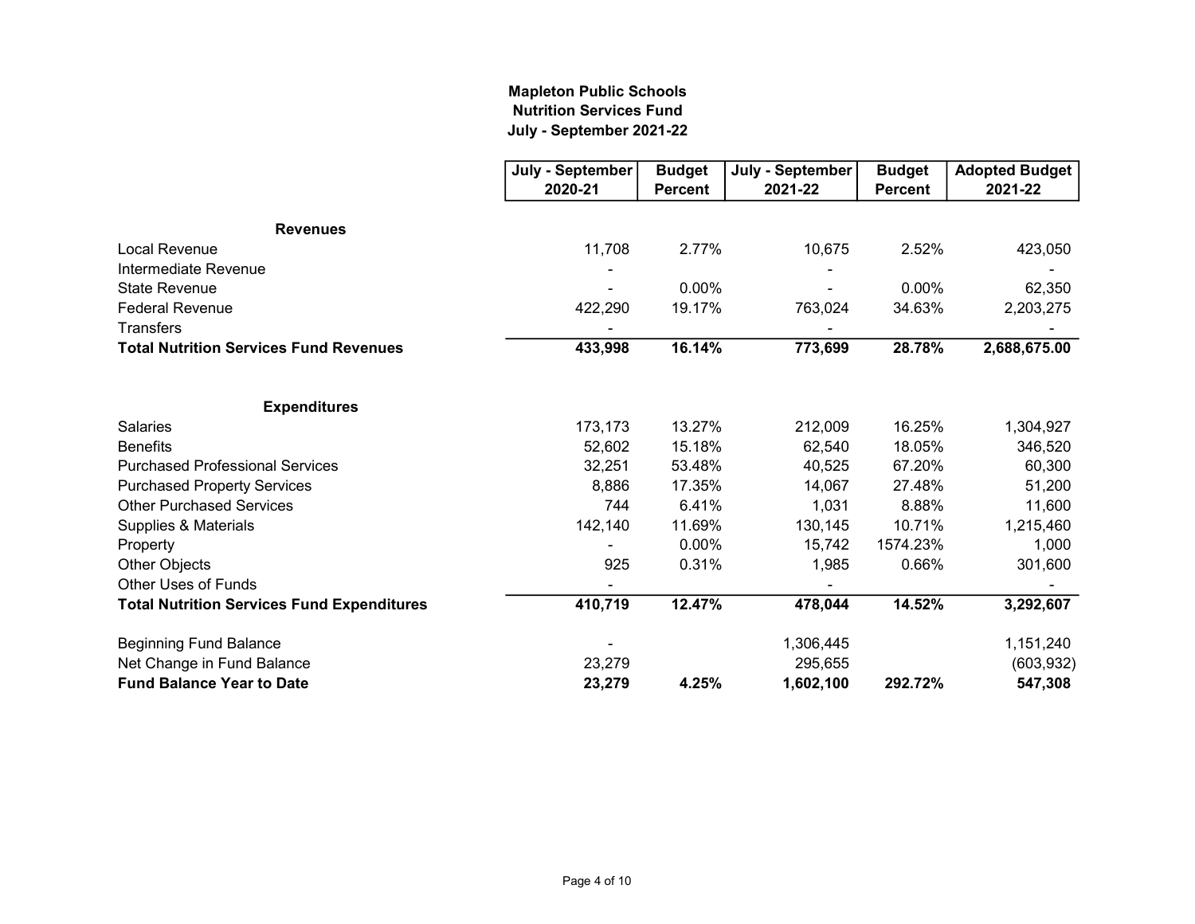# Mapleton Public Schools
## Nutrition Services Fund
### July - September 2021-22

| | July - September 2020-21 | Budget Percent | July - September 2021-22 | Budget Percent | Adopted Budget 2021-22 |
|---|---|---|---|---|---|
| **Revenues** | | | | | |
| Local Revenue | 11,708 | 2.77% | 10,675 | 2.52% | 423,050 |
| Intermediate Revenue | - | | - | | - |
| State Revenue | - | 0.00% | - | 0.00% | 62,350 |
| Federal Revenue | 422,290 | 19.17% | 763,024 | 34.63% | 2,203,275 |
| Transfers | - | | - | | - |
| **Total Nutrition Services Fund Revenues** | **433,998** | **16.14%** | **773,699** | **28.78%** | **2,688,675.00** |
| | | | | | |
| **Expenditures** | | | | | |
| Salaries | 173,173 | 13.27% | 212,009 | 16.25% | 1,304,927 |
| Benefits | 52,602 | 15.18% | 62,540 | 18.05% | 346,520 |
| Purchased Professional Services | 32,251 | 53.48% | 40,525 | 67.20% | 60,300 |
| Purchased Property Services | 8,886 | 17.35% | 14,067 | 27.48% | 51,200 |
| Other Purchased Services | 744 | 6.41% | 1,031 | 8.88% | 11,600 |
| Supplies & Materials | 142,140 | 11.69% | 130,145 | 10.71% | 1,215,460 |
| Property | - | 0.00% | 15,742 | 1574.23% | 1,000 |
| Other Objects | 925 | 0.31% | 1,985 | 0.66% | 301,600 |
| Other Uses of Funds | - | | - | | - |
| **Total Nutrition Services Fund Expenditures** | **410,719** | **12.47%** | **478,044** | **14.52%** | **3,292,607** |
| | | | | | |
| Beginning Fund Balance | - | | 1,306,445 | | 1,151,240 |
| Net Change in Fund Balance | 23,279 | | 295,655 | | (603,932) |
| **Fund Balance Year to Date** | **23,279** | **4.25%** | **1,602,100** | **292.72%** | **547,308** |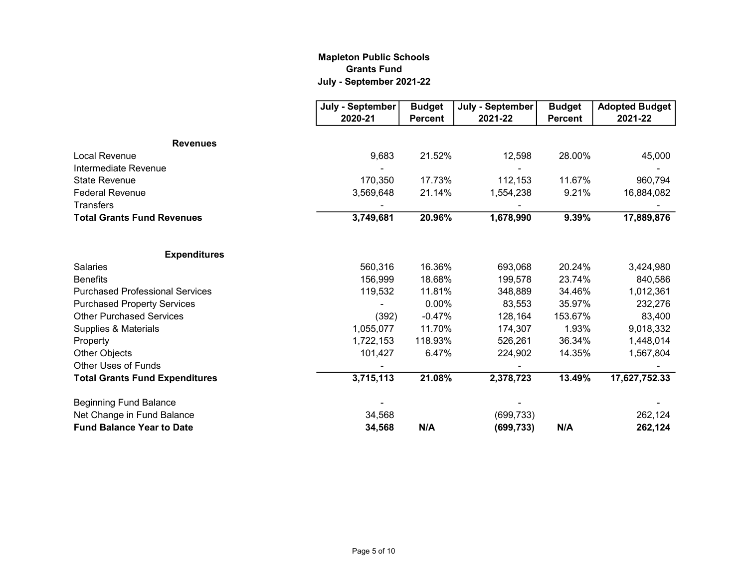# Mapleton Public Schools
## Grants Fund
### July - September 2021-22

| | July - September 2020-21 | Budget Percent | July - September 2021-22 | Budget Percent | Adopted Budget 2021-22 |
|---|---|---|---|---|---|
| **Revenues** | | | | | |
| Local Revenue | 9,683 | 21.52% | 12,598 | 28.00% | 45,000 |
| Intermediate Revenue | - | | - | | - |
| State Revenue | 170,350 | 17.73% | 112,153 | 11.67% | 960,794 |
| Federal Revenue | 3,569,648 | 21.14% | 1,554,238 | 9.21% | 16,884,082 |
| Transfers | - | | - | | - |
| **Total Grants Fund Revenues** | **3,749,681** | **20.96%** | **1,678,990** | **9.39%** | **17,889,876** |
| | | | | | |
| **Expenditures** | | | | | |
| Salaries | 560,316 | 16.36% | 693,068 | 20.24% | 3,424,980 |
| Benefits | 156,999 | 18.68% | 199,578 | 23.74% | 840,586 |
| Purchased Professional Services | 119,532 | 11.81% | 348,889 | 34.46% | 1,012,361 |
| Purchased Property Services | - | 0.00% | 83,553 | 35.97% | 232,276 |
| Other Purchased Services | (392) | -0.47% | 128,164 | 153.67% | 83,400 |
| Supplies & Materials | 1,055,077 | 11.70% | 174,307 | 1.93% | 9,018,332 |
| Property | 1,722,153 | 118.93% | 526,261 | 36.34% | 1,448,014 |
| Other Objects | 101,427 | 6.47% | 224,902 | 14.35% | 1,567,804 |
| Other Uses of Funds | - | | - | | - |
| **Total Grants Fund Expenditures** | **3,715,113** | **21.08%** | **2,378,723** | **13.49%** | **17,627,752.33** |
| | | | | | |
| Beginning Fund Balance | - | | - | | - |
| Net Change in Fund Balance | 34,568 | | (699,733) | | 262,124 |
| **Fund Balance Year to Date** | **34,568** | **N/A** | **(699,733)** | **N/A** | **262,124** |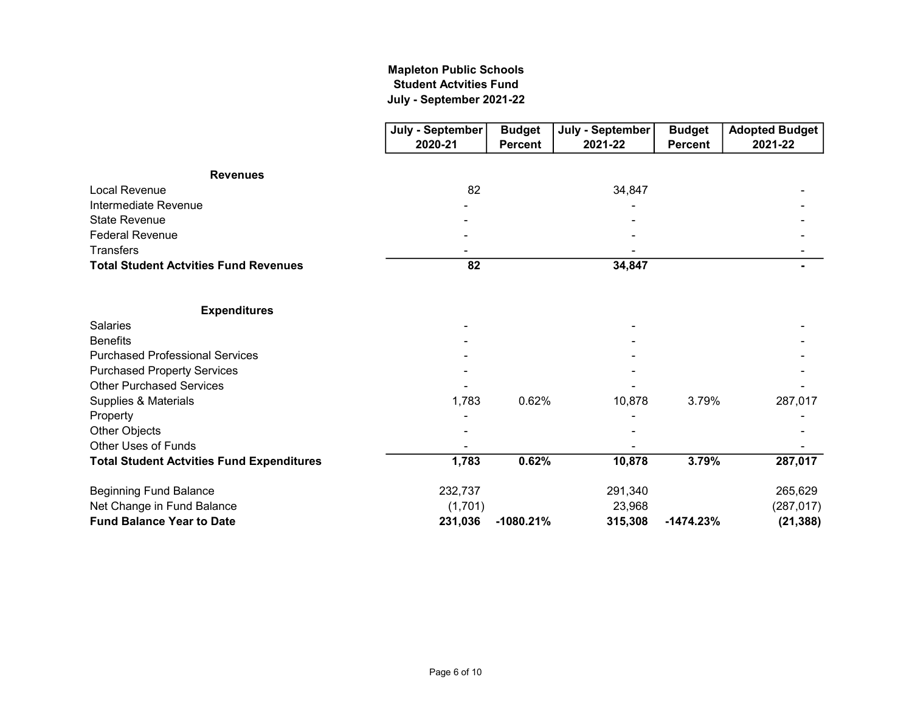**Mapleton Public Schools**
**Student Actvities Fund**
**July - September 2021-22**

| | July - September 2020-21 | Budget Percent | July - September 2021-22 | Budget Percent | Adopted Budget 2021-22 |
|---|---|---|---|---|---|
| **Revenues** | | | | | |
| Local Revenue | 82 | | 34,847 | | - |
| Intermediate Revenue | - | | - | | - |
| State Revenue | - | | - | | - |
| Federal Revenue | - | | - | | - |
| Transfers | - | | - | | - |
| **Total Student Actvities Fund Revenues** | **82** | | **34,847** | | **-** |
| **Expenditures** | | | | | |
| Salaries | - | | - | | - |
| Benefits | - | | - | | - |
| Purchased Professional Services | - | | - | | - |
| Purchased Property Services | - | | - | | - |
| Other Purchased Services | - | | - | | - |
| Supplies & Materials | 1,783 | 0.62% | 10,878 | 3.79% | 287,017 |
| Property | - | | - | | - |
| Other Objects | - | | - | | - |
| Other Uses of Funds | - | | - | | - |
| **Total Student Actvities Fund Expenditures** | **1,783** | **0.62%** | **10,878** | **3.79%** | **287,017** |
| Beginning Fund Balance | 232,737 | | 291,340 | | 265,629 |
| Net Change in Fund Balance | (1,701) | | 23,968 | | (287,017) |
| **Fund Balance Year to Date** | **231,036** | **-1080.21%** | **315,308** | **-1474.23%** | **(21,388)** |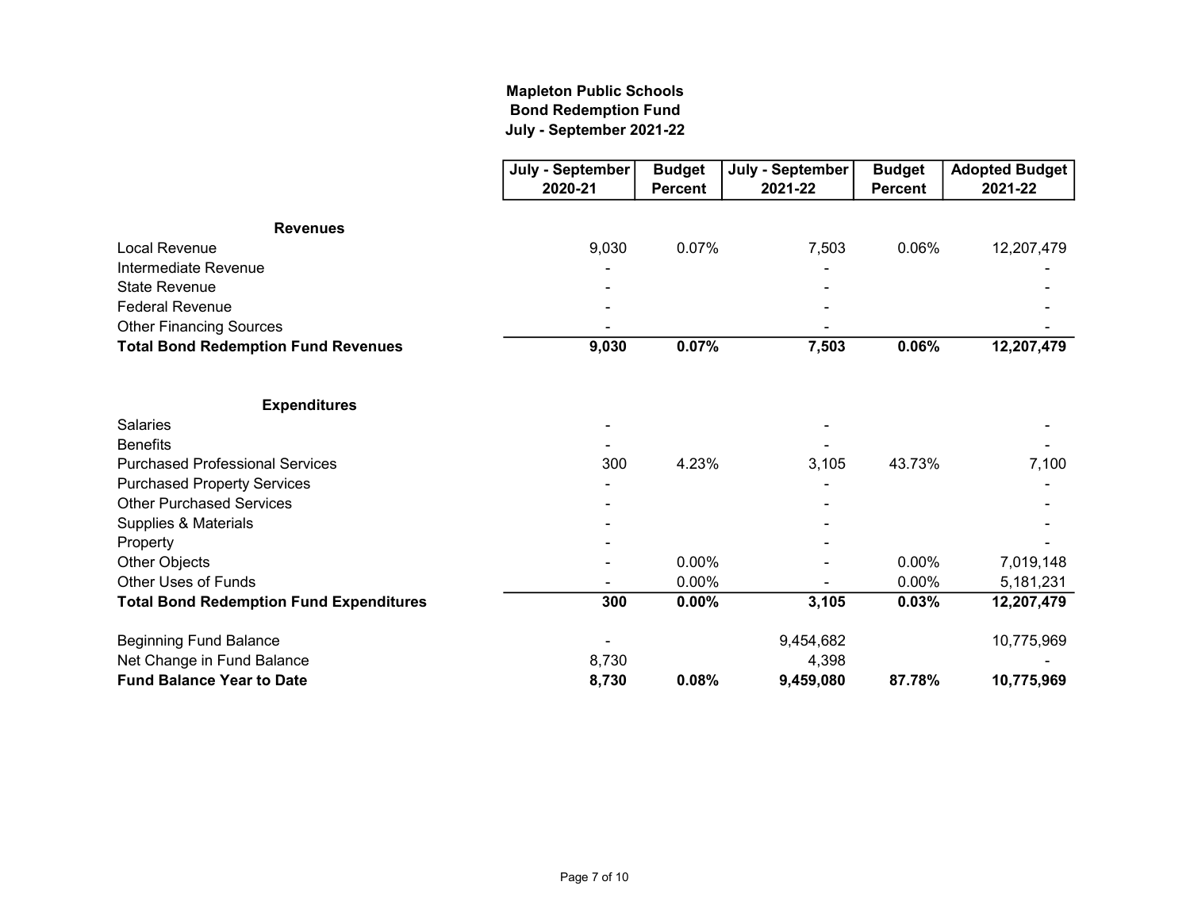**Mapleton Public Schools**
**Bond Redemption Fund**
**July - September 2021-22**

| | July - September 2020-21 | Budget Percent | July - September 2021-22 | Budget Percent | Adopted Budget 2021-22 |
|---|---|---|---|---|---|
| **Revenues** | | | | | |
| Local Revenue | 9,030 | 0.07% | 7,503 | 0.06% | 12,207,479 |
| Intermediate Revenue | - | | - | | - |
| State Revenue | - | | - | | - |
| Federal Revenue | - | | - | | - |
| Other Financing Sources | - | | - | | - |
| **Total Bond Redemption Fund Revenues** | **9,030** | **0.07%** | **7,503** | **0.06%** | **12,207,479** |
| | | | | | |
| **Expenditures** | | | | | |
| Salaries | - | | - | | - |
| Benefits | - | | - | | - |
| Purchased Professional Services | 300 | 4.23% | 3,105 | 43.73% | 7,100 |
| Purchased Property Services | - | | - | | - |
| Other Purchased Services | - | | - | | - |
| Supplies & Materials | - | | - | | - |
| Property | - | | - | | - |
| Other Objects | - | 0.00% | - | 0.00% | 7,019,148 |
| Other Uses of Funds | - | 0.00% | - | 0.00% | 5,181,231 |
| **Total Bond Redemption Fund Expenditures** | **300** | **0.00%** | **3,105** | **0.03%** | **12,207,479** |
| | | | | | |
| Beginning Fund Balance | - | | 9,454,682 | | 10,775,969 |
| Net Change in Fund Balance | 8,730 | | 4,398 | | - |
| **Fund Balance Year to Date** | **8,730** | **0.08%** | **9,459,080** | **87.78%** | **10,775,969** |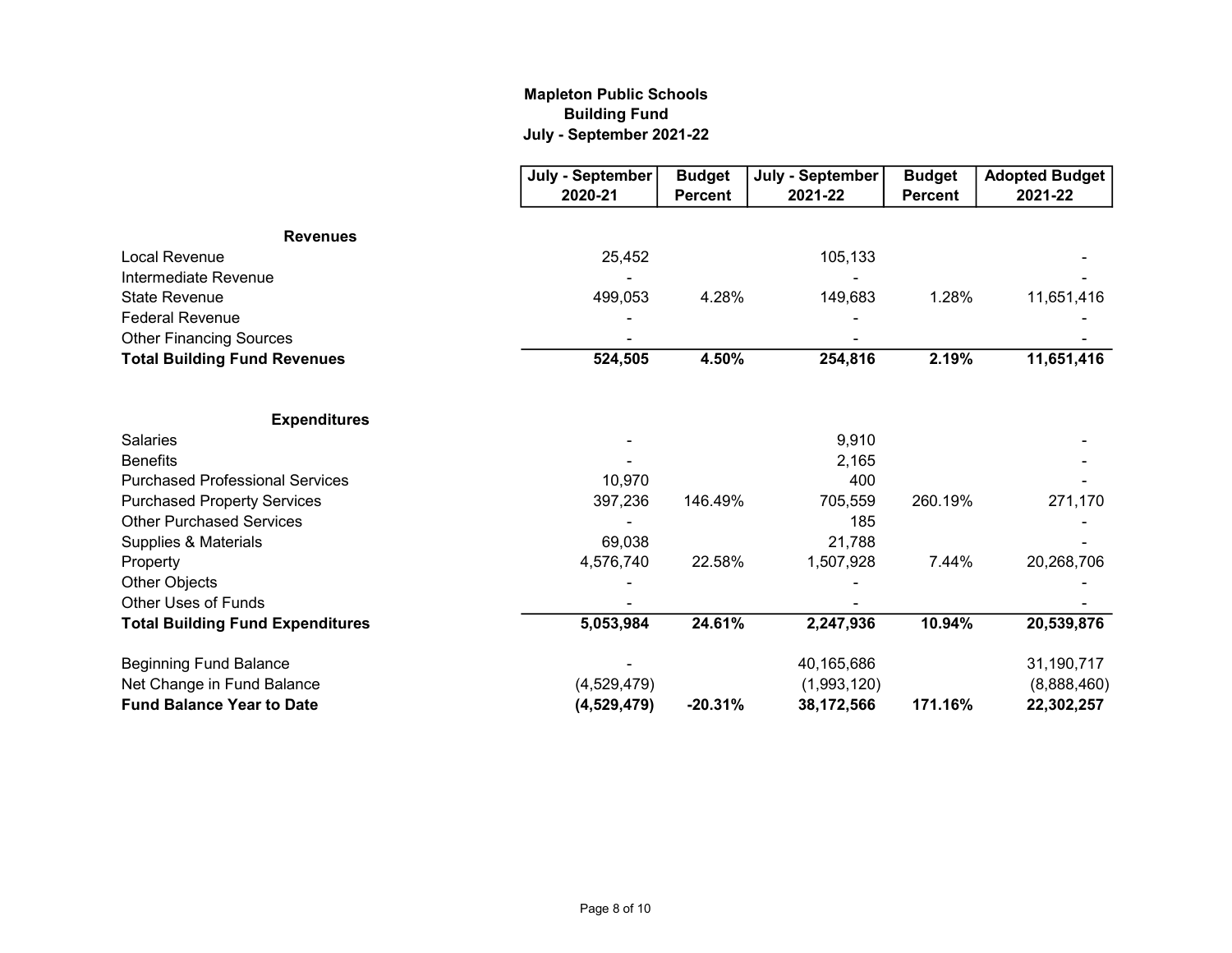# Mapleton Public Schools
## Building Fund
### July - September 2021-22

| | July - September 2020-21 | Budget Percent | July - September 2021-22 | Budget Percent | Adopted Budget 2021-22 |
|---|---|---|---|---|---|
| **Revenues** | | | | | |
| Local Revenue | 25,452 | | 105,133 | | - |
| Intermediate Revenue | - | | - | | - |
| State Revenue | 499,053 | 4.28% | 149,683 | 1.28% | 11,651,416 |
| Federal Revenue | - | | - | | - |
| Other Financing Sources | - | | - | | - |
| **Total Building Fund Revenues** | **524,505** | **4.50%** | **254,816** | **2.19%** | **11,651,416** |
| | | | | | |
| **Expenditures** | | | | | |
| Salaries | - | | 9,910 | | - |
| Benefits | - | | 2,165 | | - |
| Purchased Professional Services | 10,970 | | 400 | | - |
| Purchased Property Services | 397,236 | 146.49% | 705,559 | 260.19% | 271,170 |
| Other Purchased Services | - | | 185 | | - |
| Supplies & Materials | 69,038 | | 21,788 | | - |
| Property | 4,576,740 | 22.58% | 1,507,928 | 7.44% | 20,268,706 |
| Other Objects | - | | - | | - |
| Other Uses of Funds | - | | - | | - |
| **Total Building Fund Expenditures** | **5,053,984** | **24.61%** | **2,247,936** | **10.94%** | **20,539,876** |
| | | | | | |
| Beginning Fund Balance | - | | 40,165,686 | | 31,190,717 |
| Net Change in Fund Balance | (4,529,479) | | (1,993,120) | | (8,888,460) |
| **Fund Balance Year to Date** | **(4,529,479)** | **-20.31%** | **38,172,566** | **171.16%** | **22,302,257** |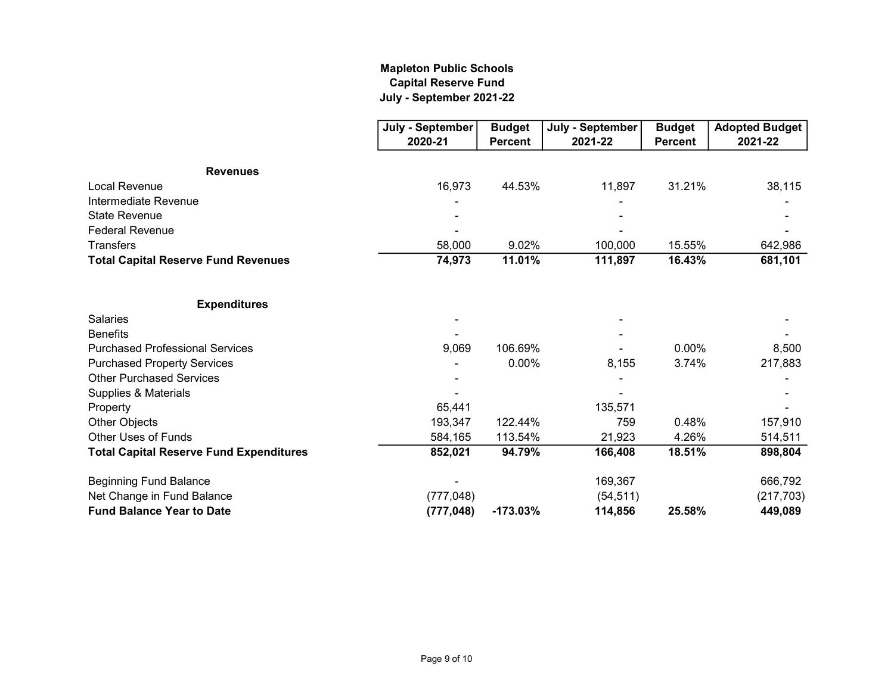**Mapleton Public Schools**
**Capital Reserve Fund**
**July - September 2021-22**

| | July - September 2020-21 | Budget Percent | July - September 2021-22 | Budget Percent | Adopted Budget 2021-22 |
|---|---|---|---|---|---|
| **Revenues** | | | | | |
| Local Revenue | 16,973 | 44.53% | 11,897 | 31.21% | 38,115 |
| Intermediate Revenue | - | | - | | - |
| State Revenue | - | | - | | - |
| Federal Revenue | - | | - | | - |
| Transfers | 58,000 | 9.02% | 100,000 | 15.55% | 642,986 |
| **Total Capital Reserve Fund Revenues** | **74,973** | **11.01%** | **111,897** | **16.43%** | **681,101** |
| | | | | | |
| **Expenditures** | | | | | |
| Salaries | - | | - | | - |
| Benefits | - | | - | | - |
| Purchased Professional Services | 9,069 | 106.69% | - | 0.00% | 8,500 |
| Purchased Property Services | - | 0.00% | 8,155 | 3.74% | 217,883 |
| Other Purchased Services | - | | - | | - |
| Supplies & Materials | - | | - | | - |
| Property | 65,441 | | 135,571 | | - |
| Other Objects | 193,347 | 122.44% | 759 | 0.48% | 157,910 |
| Other Uses of Funds | 584,165 | 113.54% | 21,923 | 4.26% | 514,511 |
| **Total Capital Reserve Fund Expenditures** | **852,021** | **94.79%** | **166,408** | **18.51%** | **898,804** |
| | | | | | |
| Beginning Fund Balance | - | | 169,367 | | 666,792 |
| Net Change in Fund Balance | (777,048) | | (54,511) | | (217,703) |
| **Fund Balance Year to Date** | **(777,048)** | **-173.03%** | **114,856** | **25.58%** | **449,089** |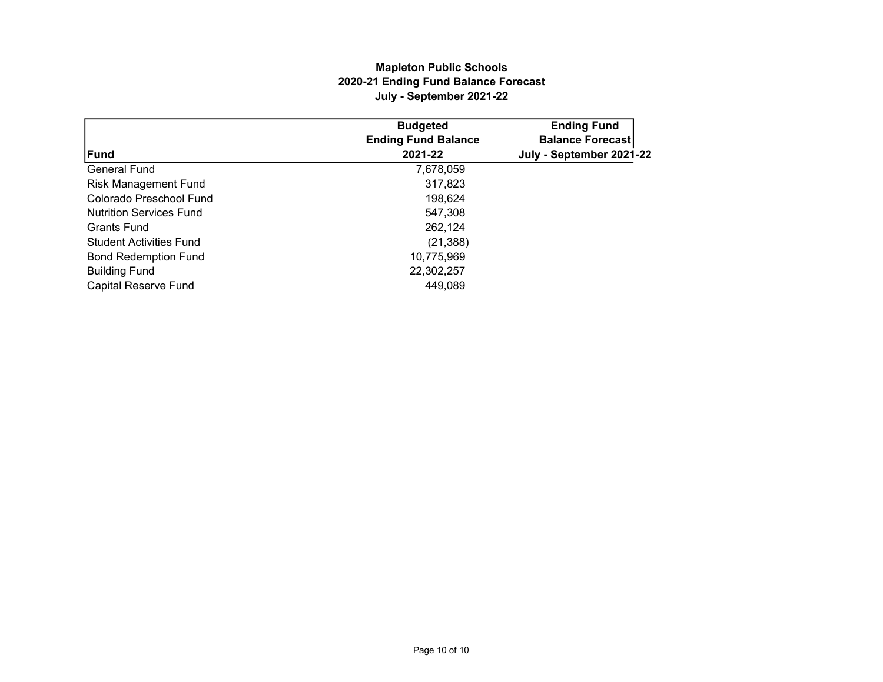**Mapleton Public Schools**
**2020-21 Ending Fund Balance Forecast**
**July - September 2021-22**

| Fund | Budgeted Ending Fund Balance 2021-22 | Ending Fund Balance Forecast July - September 2021-22 |
|---|---|---|
| General Fund | 7,678,059 | |
| Risk Management Fund | 317,823 | |
| Colorado Preschool Fund | 198,624 | |
| Nutrition Services Fund | 547,308 | |
| Grants Fund | 262,124 | |
| Student Activities Fund | (21,388) | |
| Bond Redemption Fund | 10,775,969 | |
| Building Fund | 22,302,257 | |
| Capital Reserve Fund | 449,089 | |